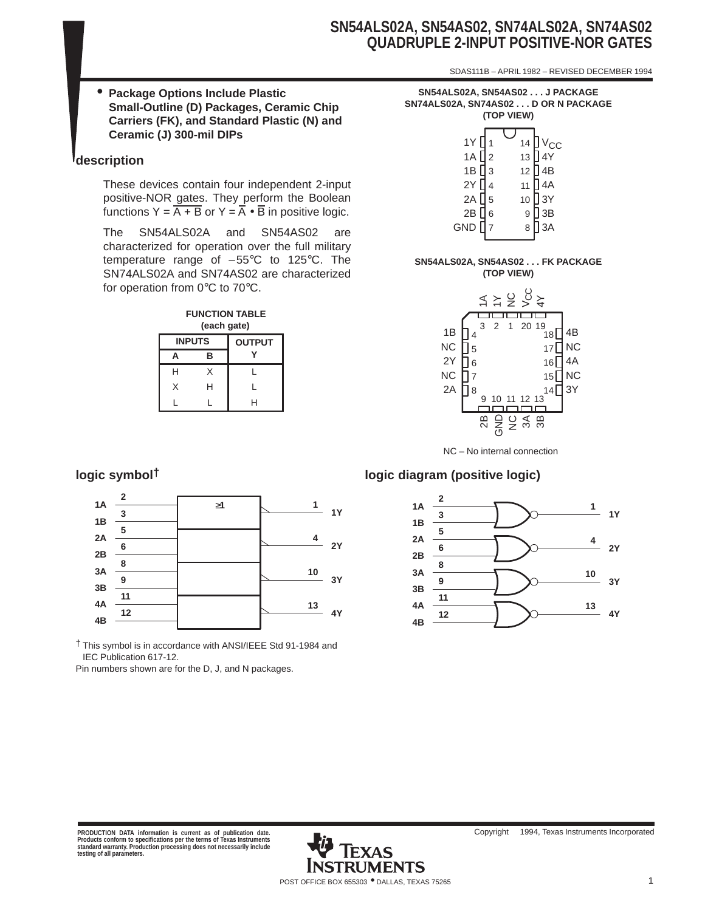# SN54ALS02A, SN54AS02, SN74ALS02A, SN74AS02 QUADRUPLE 2-INPUT POSITIVE-NOR GATES

SDAS111B – APRIL 1982 – REVISED DECEMBER 1994

- **Package Options Include Plastic Small-Outline (D) Packages, Ceramic Chip Carriers (FK), and Standard Plastic (N) and Ceramic (J) 300-mil DIPs**

## description

These devices contain four independent 2-input positive-NOR gates. They perform the Boolean functions $Y = \overline{A + B}$ or $Y = \overline{A} \bullet \overline{B}$ in positive logic.

The SN54ALS02A and SN54AS02 are characterized for operation over the full military temperature range of –55°C to 125°C. The SN74ALS02A and SN74AS02 are characterized for operation from 0°C to 70°C.

**FUNCTION TABLE (each gate)**

| INPUTS | | OUTPUT |
|---|---|---|
| A | B | Y |
| H | X | L |
| X | H | L |
| L | L | H |

**SN54ALS02A, SN54AS02 . . . J PACKAGE**
**SN74ALS02A, SN74AS02 . . . D OR N PACKAGE**
**(TOP VIEW)**

| | | | |
|---|---|---|---|
| 1Y | 1 | 14 | $V_{CC}$ |
| 1A | 2 | 13 | 4Y |
| 1B | 3 | 12 | 4B |
| 2Y | 4 | 11 | 4A |
| 2A | 5 | 10 | 3Y |
| 2B | 6 | 9 | 3B |
| GND | 7 | 8 | 3A |

**SN54ALS02A, SN54AS02 . . . FK PACKAGE**
**(TOP VIEW)**

Top: 1A (3), 1Y (2), NC (1), $V_{CC}$ (20), 4Y (19)
Left: 1B (4), NC (5), 2Y (6), NC (7), 2A (8)
Right: 4B (18), NC (17), 4A (16), NC (15), 3Y (14)
Bottom: 2B (9), GND (10), NC (11), 3A (12), 3B (13)

NC – No internal connection

## logic symbol†

≥1

1A (2), 1B (3) → 1Y (1)
2A (5), 2B (6) → 2Y (4)
3A (8), 3B (9) → 3Y (10)
4A (11), 4B (12) → 4Y (13)

† This symbol is in accordance with ANSI/IEEE Std 91-1984 and IEC Publication 617-12.

Pin numbers shown are for the D, J, and N packages.

## logic diagram (positive logic)

1A (2), 1B (3) → 1Y (1)
2A (5), 2B (6) → 2Y (4)
3A (8), 3B (9) → 3Y (10)
4A (11), 4B (12) → 4Y (13)

PRODUCTION DATA information is current as of publication date. Products conform to specifications per the terms of Texas Instruments standard warranty. Production processing does not necessarily include testing of all parameters.

Copyright © 1994, Texas Instruments Incorporated

TEXAS INSTRUMENTS

POST OFFICE BOX 655303 • DALLAS, TEXAS 75265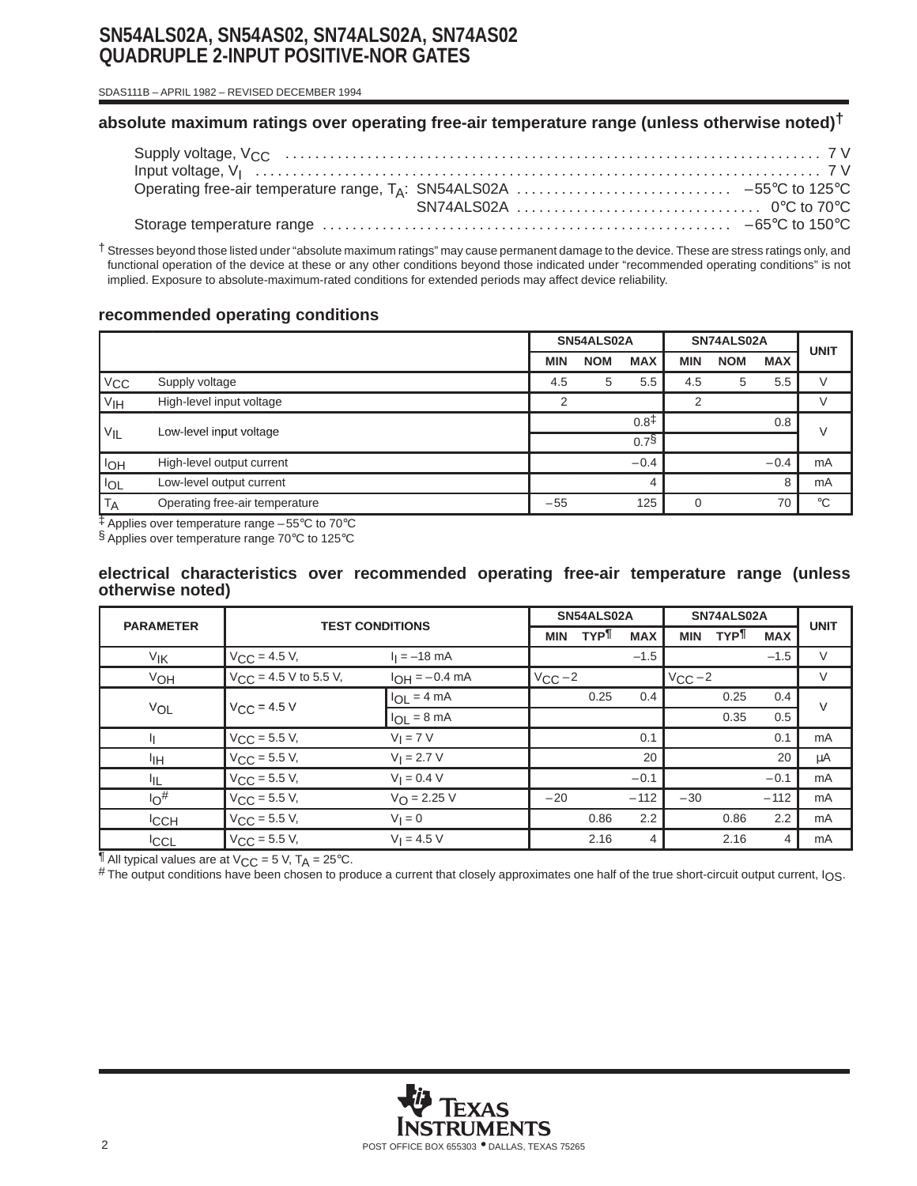## absolute maximum ratings over operating free-air temperature range (unless otherwise noted)†

Supply voltage, $V_{CC}$ . . . . . . . . . . 7 V
Input voltage, $V_I$ . . . . . . . . . . 7 V
Operating free-air temperature range, $T_A$: SN54ALS02A . . . . . . . . . . –55°C to 125°C
SN74ALS02A . . . . . . . . . . 0°C to 70°C
Storage temperature range . . . . . . . . . . –65°C to 150°C

† Stresses beyond those listed under "absolute maximum ratings" may cause permanent damage to the device. These are stress ratings only, and functional operation of the device at these or any other conditions beyond those indicated under "recommended operating conditions" is not implied. Exposure to absolute-maximum-rated conditions for extended periods may affect device reliability.

## recommended operating conditions

| | | SN54ALS02A | | | SN74ALS02A | | | UNIT |
|---|---|---|---|---|---|---|---|---|
| | | MIN | NOM | MAX | MIN | NOM | MAX | |
| $V_{CC}$ | Supply voltage | 4.5 | 5 | 5.5 | 4.5 | 5 | 5.5 | V |
| $V_{IH}$ | High-level input voltage | 2 | | | 2 | | | V |
| $V_{IL}$ | Low-level input voltage | | | 0.8‡ | | | 0.8 | V |
| | | | | 0.7§ | | | | |
| $I_{OH}$ | High-level output current | | | –0.4 | | | –0.4 | mA |
| $I_{OL}$ | Low-level output current | | | 4 | | | 8 | mA |
| $T_A$ | Operating free-air temperature | –55 | | 125 | 0 | | 70 | °C |

‡ Applies over temperature range –55°C to 70°C
§ Applies over temperature range 70°C to 125°C

## electrical characteristics over recommended operating free-air temperature range (unless otherwise noted)

| PARAMETER | TEST CONDITIONS | | SN54ALS02A | | | SN74ALS02A | | | UNIT |
|---|---|---|---|---|---|---|---|---|---|
| | | | MIN | TYP¶ | MAX | MIN | TYP¶ | MAX | |
| $V_{IK}$ | $V_{CC}$ = 4.5 V, | $I_I$ = –18 mA | | | –1.5 | | | –1.5 | V |
| $V_{OH}$ | $V_{CC}$ = 4.5 V to 5.5 V, | $I_{OH}$ = –0.4 mA | $V_{CC}$ – 2 | | | $V_{CC}$ – 2 | | | V |
| $V_{OL}$ | $V_{CC}$ = 4.5 V | $I_{OL}$ = 4 mA | | 0.25 | 0.4 | | 0.25 | 0.4 | V |
| | | $I_{OL}$ = 8 mA | | | | | 0.35 | 0.5 | |
| $I_I$ | $V_{CC}$ = 5.5 V, | $V_I$ = 7 V | | | 0.1 | | | 0.1 | mA |
| $I_{IH}$ | $V_{CC}$ = 5.5 V, | $V_I$ = 2.7 V | | | 20 | | | 20 | μA |
| $I_{IL}$ | $V_{CC}$ = 5.5 V, | $V_I$ = 0.4 V | | | –0.1 | | | –0.1 | mA |
| $I_O$# | $V_{CC}$ = 5.5 V, | $V_O$ = 2.25 V | –20 | | –112 | –30 | | –112 | mA |
| $I_{CCH}$ | $V_{CC}$ = 5.5 V, | $V_I$ = 0 | | 0.86 | 2.2 | | 0.86 | 2.2 | mA |
| $I_{CCL}$ | $V_{CC}$ = 5.5 V, | $V_I$ = 4.5 V | | 2.16 | 4 | | 2.16 | 4 | mA |

¶ All typical values are at $V_{CC}$ = 5 V, $T_A$ = 25°C.
# The output conditions have been chosen to produce a current that closely approximates one half of the true short-circuit output current, $I_{OS}$.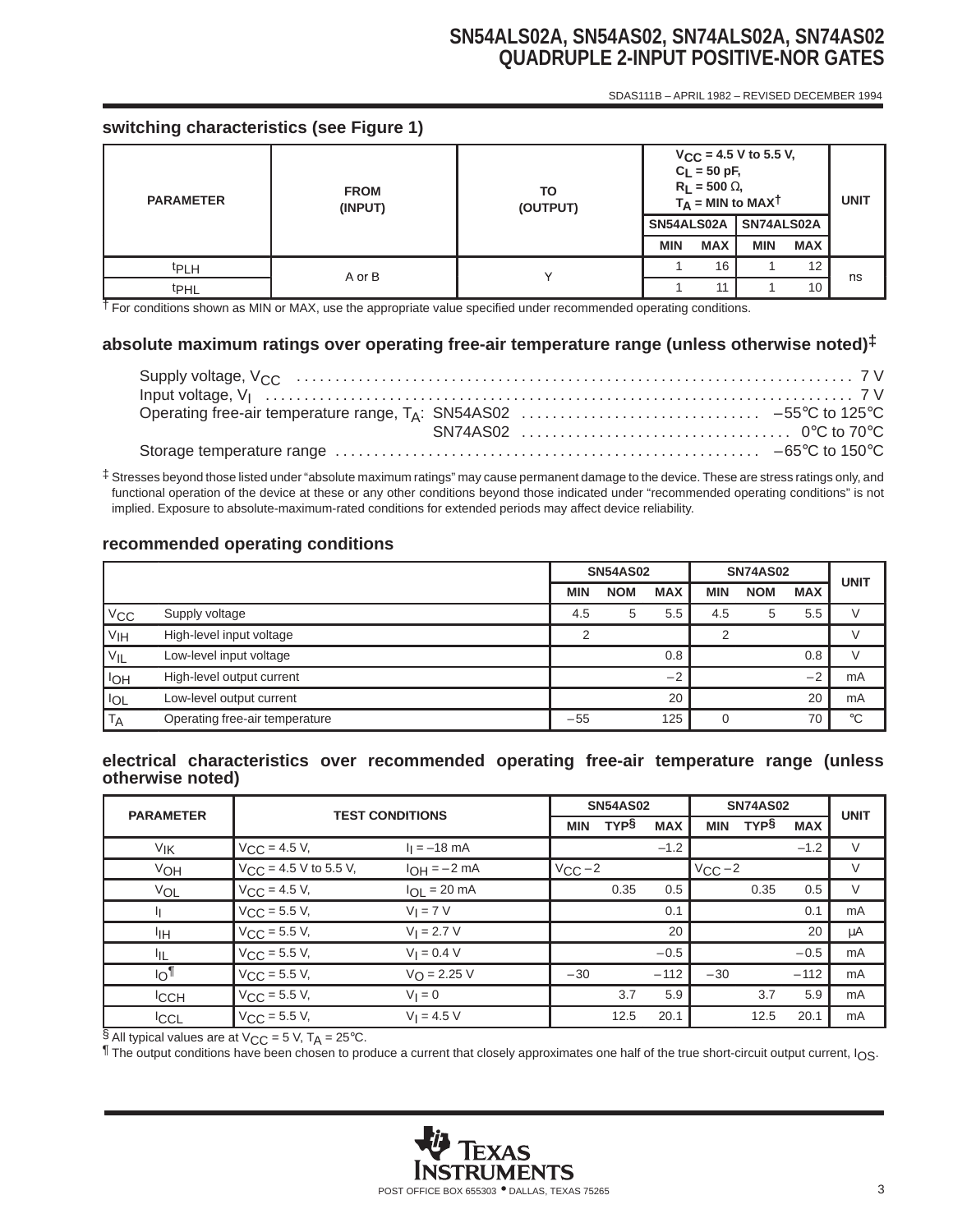## switching characteristics (see Figure 1)

| PARAMETER | FROM (INPUT) | TO (OUTPUT) | $V_{CC}$ = 4.5 V to 5.5 V, $C_L$ = 50 pF, $R_L$ = 500 Ω, $T_A$ = MIN to MAX† | | | | UNIT |
|---|---|---|---|---|---|---|---|
| | | | SN54ALS02A | | SN74ALS02A | | |
| | | | MIN | MAX | MIN | MAX | |
| $t_{PLH}$ | A or B | Y | 1 | 16 | 1 | 12 | ns |
| $t_{PHL}$ | | | 1 | 11 | 1 | 10 | |

† For conditions shown as MIN or MAX, use the appropriate value specified under recommended operating conditions.

## absolute maximum ratings over operating free-air temperature range (unless otherwise noted)‡

Supply voltage, $V_{CC}$ ........ 7 V
Input voltage, $V_I$ ........ 7 V
Operating free-air temperature range, $T_A$: SN54AS02 ........ –55°C to 125°C
SN74AS02 ........ 0°C to 70°C
Storage temperature range ........ –65°C to 150°C

‡ Stresses beyond those listed under "absolute maximum ratings" may cause permanent damage to the device. These are stress ratings only, and functional operation of the device at these or any other conditions beyond those indicated under "recommended operating conditions" is not implied. Exposure to absolute-maximum-rated conditions for extended periods may affect device reliability.

## recommended operating conditions

| | | SN54AS02 | | | SN74AS02 | | | UNIT |
|---|---|---|---|---|---|---|---|---|
| | | MIN | NOM | MAX | MIN | NOM | MAX | |
| $V_{CC}$ | Supply voltage | 4.5 | 5 | 5.5 | 4.5 | 5 | 5.5 | V |
| $V_{IH}$ | High-level input voltage | 2 | | | 2 | | | V |
| $V_{IL}$ | Low-level input voltage | | | 0.8 | | | 0.8 | V |
| $I_{OH}$ | High-level output current | | | –2 | | | –2 | mA |
| $I_{OL}$ | Low-level output current | | | 20 | | | 20 | mA |
| $T_A$ | Operating free-air temperature | –55 | | 125 | 0 | | 70 | °C |

## electrical characteristics over recommended operating free-air temperature range (unless otherwise noted)

| PARAMETER | TEST CONDITIONS | | SN54AS02 | | | SN74AS02 | | | UNIT |
|---|---|---|---|---|---|---|---|---|---|
| | | | MIN | TYP§ | MAX | MIN | TYP§ | MAX | |
| $V_{IK}$ | $V_{CC}$ = 4.5 V, | $I_I$ = –18 mA | | | –1.2 | | | –1.2 | V |
| $V_{OH}$ | $V_{CC}$ = 4.5 V to 5.5 V, | $I_{OH}$ = –2 mA | $V_{CC}$ –2 | | | $V_{CC}$ –2 | | | V |
| $V_{OL}$ | $V_{CC}$ = 4.5 V, | $I_{OL}$ = 20 mA | | 0.35 | 0.5 | | 0.35 | 0.5 | V |
| $I_I$ | $V_{CC}$ = 5.5 V, | $V_I$ = 7 V | | | 0.1 | | | 0.1 | mA |
| $I_{IH}$ | $V_{CC}$ = 5.5 V, | $V_I$ = 2.7 V | | | 20 | | | 20 | µA |
| $I_{IL}$ | $V_{CC}$ = 5.5 V, | $V_I$ = 0.4 V | | | –0.5 | | | –0.5 | mA |
| $I_O$¶ | $V_{CC}$ = 5.5 V, | $V_O$ = 2.25 V | –30 | | –112 | –30 | | –112 | mA |
| $I_{CCH}$ | $V_{CC}$ = 5.5 V, | $V_I$ = 0 | | 3.7 | 5.9 | | 3.7 | 5.9 | mA |
| $I_{CCL}$ | $V_{CC}$ = 5.5 V, | $V_I$ = 4.5 V | | 12.5 | 20.1 | | 12.5 | 20.1 | mA |

§ All typical values are at $V_{CC}$ = 5 V, $T_A$ = 25°C.
¶ The output conditions have been chosen to produce a current that closely approximates one half of the true short-circuit output current, $I_{OS}$.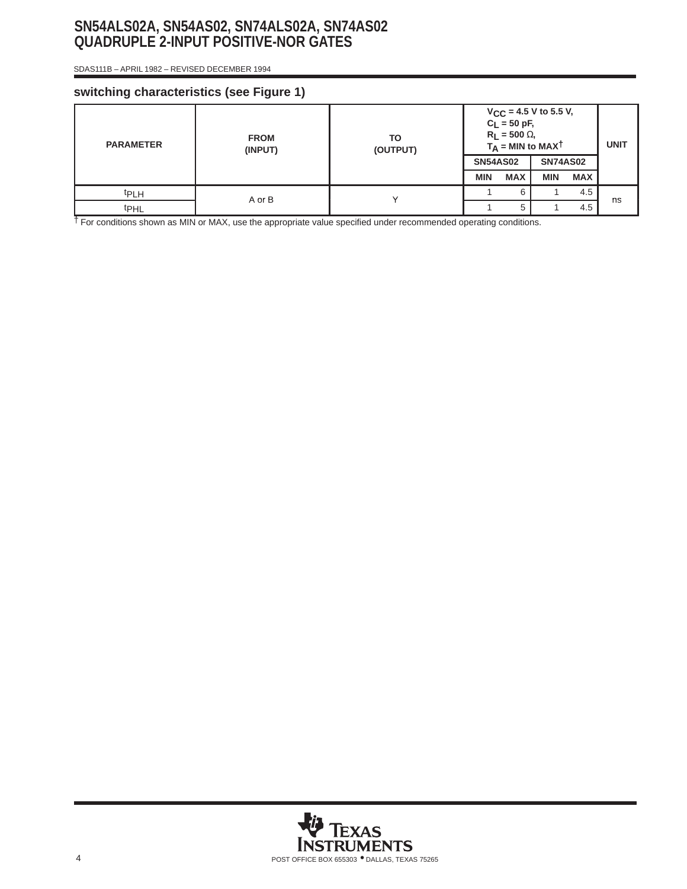## switching characteristics (see Figure 1)

| PARAMETER | FROM (INPUT) | TO (OUTPUT) | $V_{CC}$ = 4.5 V to 5.5 V, $C_L$ = 50 pF, $R_L$ = 500 Ω, $T_A$ = MIN to MAX† | | | | UNIT |
|---|---|---|---|---|---|---|---|
| | | | SN54AS02 | | SN74AS02 | | |
| | | | MIN | MAX | MIN | MAX | |
| $t_{PLH}$ | A or B | Y | 1 | 6 | 1 | 4.5 | ns |
| $t_{PHL}$ | | | 1 | 5 | 1 | 4.5 | |

† For conditions shown as MIN or MAX, use the appropriate value specified under recommended operating conditions.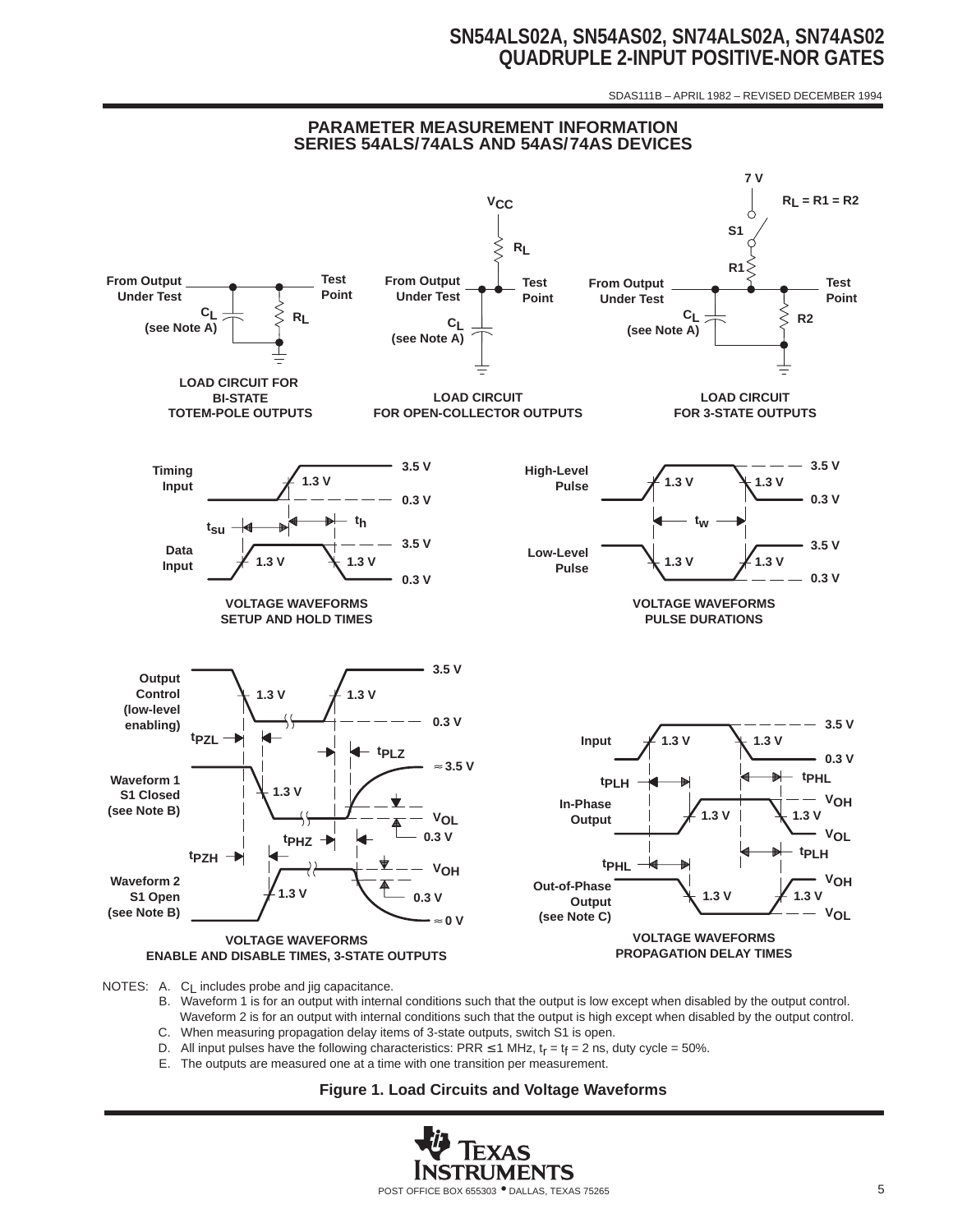## PARAMETER MEASUREMENT INFORMATION
## SERIES 54ALS/74ALS AND 54AS/74AS DEVICES

From Output Under Test
Test Point
$C_L$ (see Note A)
$R_L$

LOAD CIRCUIT FOR BI-STATE TOTEM-POLE OUTPUTS

$V_{CC}$
$R_L$
From Output Under Test
Test Point
$C_L$ (see Note A)

LOAD CIRCUIT FOR OPEN-COLLECTOR OUTPUTS

7 V
$R_L$ = R1 = R2
S1
R1
From Output Under Test
Test Point
$C_L$ (see Note A)
R2

LOAD CIRCUIT FOR 3-STATE OUTPUTS

Timing Input
3.5 V
1.3 V
0.3 V
$t_{su}$
$t_h$
Data Input
3.5 V
1.3 V
1.3 V
0.3 V

VOLTAGE WAVEFORMS SETUP AND HOLD TIMES

High-Level Pulse
3.5 V
1.3 V
1.3 V
0.3 V
$t_w$
Low-Level Pulse
3.5 V
1.3 V
1.3 V
0.3 V

VOLTAGE WAVEFORMS PULSE DURATIONS

Output Control (low-level enabling)
3.5 V
1.3 V
1.3 V
0.3 V
$t_{PZL}$
$t_{PLZ}$
≈ 3.5 V
Waveform 1 S1 Closed (see Note B)
1.3 V
$V_{OL}$
0.3 V
$t_{PHZ}$
$t_{PZH}$
Waveform 2 S1 Open (see Note B)
$V_{OH}$
1.3 V
0.3 V
≈ 0 V

VOLTAGE WAVEFORMS ENABLE AND DISABLE TIMES, 3-STATE OUTPUTS

Input
3.5 V
1.3 V
1.3 V
0.3 V
$t_{PLH}$
$t_{PHL}$
In-Phase Output
$V_{OH}$
1.3 V
1.3 V
$V_{OL}$
$t_{PHL}$
$t_{PLH}$
Out-of-Phase Output (see Note C)
$V_{OH}$
1.3 V
1.3 V
$V_{OL}$

VOLTAGE WAVEFORMS PROPAGATION DELAY TIMES

NOTES:
A. $C_L$ includes probe and jig capacitance.
B. Waveform 1 is for an output with internal conditions such that the output is low except when disabled by the output control. Waveform 2 is for an output with internal conditions such that the output is high except when disabled by the output control.
C. When measuring propagation delay items of 3-state outputs, switch S1 is open.
D. All input pulses have the following characteristics: PRR ≤ 1 MHz, $t_r$ = $t_f$ = 2 ns, duty cycle = 50%.
E. The outputs are measured one at a time with one transition per measurement.

**Figure 1. Load Circuits and Voltage Waveforms**